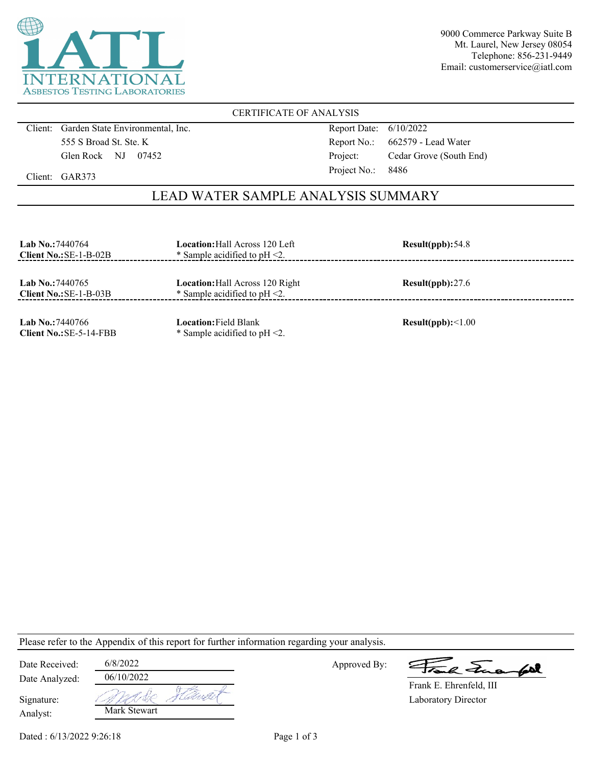iATL INTERNATIONAL ASBESTOS TESTING LABORATORIES

9000 Commerce Parkway Suite B
Mt. Laurel, New Jersey 08054
Telephone: 856-231-9449
Email: customerservice@iatl.com

CERTIFICATE OF ANALYSIS

Client: Garden State Environmental, Inc.
555 S Broad St. Ste. K
Glen Rock NJ 07452

Client: GAR373

Report Date: 6/10/2022
Report No.: 662579 - Lead Water
Project: Cedar Grove (South End)
Project No.: 8486

## LEAD WATER SAMPLE ANALYSIS SUMMARY

| Lab No. / Client No. | Location | Result(ppb) |
|---|---|---|
| **Lab No.:** 7440764<br>**Client No.:** SE-1-B-02B | **Location:** Hall Across 120 Left<br>* Sample acidified to pH <2. | 54.8 |
| **Lab No.:** 7440765<br>**Client No.:** SE-1-B-03B | **Location:** Hall Across 120 Right<br>* Sample acidified to pH <2. | 27.6 |
| **Lab No.:** 7440766<br>**Client No.:** SE-5-14-FBB | **Location:** Field Blank<br>* Sample acidified to pH <2. | <1.00 |

Please refer to the Appendix of this report for further information regarding your analysis.

Date Received: 6/8/2022
Date Analyzed: 06/10/2022
Signature:
Analyst: Mark Stewart

Approved By:
Frank E. Ehrenfeld, III
Laboratory Director

Dated : 6/13/2022 9:26:18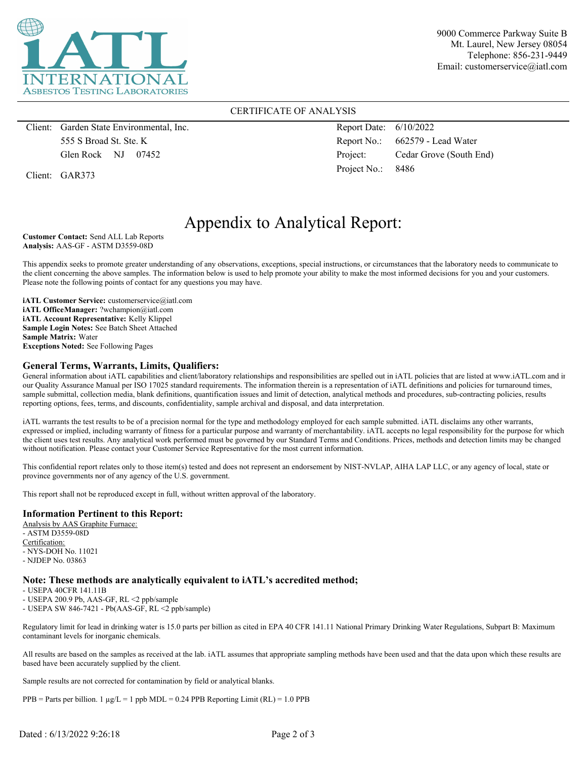9000 Commerce Parkway Suite B
Mt. Laurel, New Jersey 08054
Telephone: 856-231-9449
Email: customerservice@iatl.com

CERTIFICATE OF ANALYSIS

| | | | |
|---|---|---|---|
| Client: | Garden State Environmental, Inc. | Report Date: | 6/10/2022 |
| | 555 S Broad St. Ste. K | Report No.: | 662579 - Lead Water |
| | Glen Rock NJ 07452 | Project: | Cedar Grove (South End) |
| Client: | GAR373 | Project No.: | 8486 |

# Appendix to Analytical Report:

**Customer Contact:** Send ALL Lab Reports
**Analysis:** AAS-GF - ASTM D3559-08D

This appendix seeks to promote greater understanding of any observations, exceptions, special instructions, or circumstances that the laboratory needs to communicate to the client concerning the above samples. The information below is used to help promote your ability to make the most informed decisions for you and your customers. Please note the following points of contact for any questions you may have.

**iATL Customer Service:** customerservice@iatl.com
**iATL OfficeManager:** ?wchampion@iatl.com
**iATL Account Representative:** Kelly Klippel
**Sample Login Notes:** See Batch Sheet Attached
**Sample Matrix:** Water
**Exceptions Noted:** See Following Pages

## General Terms, Warrants, Limits, Qualifiers:

General information about iATL capabilities and client/laboratory relationships and responsibilities are spelled out in iATL policies that are listed at www.iATL.com and in our Quality Assurance Manual per ISO 17025 standard requirements. The information therein is a representation of iATL definitions and policies for turnaround times, sample submittal, collection media, blank definitions, quantification issues and limit of detection, analytical methods and procedures, sub-contracting policies, results reporting options, fees, terms, and discounts, confidentiality, sample archival and disposal, and data interpretation.

iATL warrants the test results to be of a precision normal for the type and methodology employed for each sample submitted. iATL disclaims any other warrants, expressed or implied, including warranty of fitness for a particular purpose and warranty of merchantability. iATL accepts no legal responsibility for the purpose for which the client uses test results. Any analytical work performed must be governed by our Standard Terms and Conditions. Prices, methods and detection limits may be changed without notification. Please contact your Customer Service Representative for the most current information.

This confidential report relates only to those item(s) tested and does not represent an endorsement by NIST-NVLAP, AIHA LAP LLC, or any agency of local, state or province governments nor of any agency of the U.S. government.

This report shall not be reproduced except in full, without written approval of the laboratory.

## Information Pertinent to this Report:

Analysis by AAS Graphite Furnace:
- ASTM D3559-08D

Certification:
- NYS-DOH No. 11021
- NJDEP No. 03863

## Note: These methods are analytically equivalent to iATL's accredited method;

- USEPA 40CFR 141.11B
- USEPA 200.9 Pb, AAS-GF, RL <2 ppb/sample
- USEPA SW 846-7421 - Pb(AAS-GF, RL <2 ppb/sample)

Regulatory limit for lead in drinking water is 15.0 parts per billion as cited in EPA 40 CFR 141.11 National Primary Drinking Water Regulations, Subpart B: Maximum contaminant levels for inorganic chemicals.

All results are based on the samples as received at the lab. iATL assumes that appropriate sampling methods have been used and that the data upon which these results are based have been accurately supplied by the client.

Sample results are not corrected for contamination by field or analytical blanks.

PPB = Parts per billion. 1 μg/L = 1 ppb MDL = 0.24 PPB Reporting Limit (RL) = 1.0 PPB

Dated : 6/13/2022 9:26:18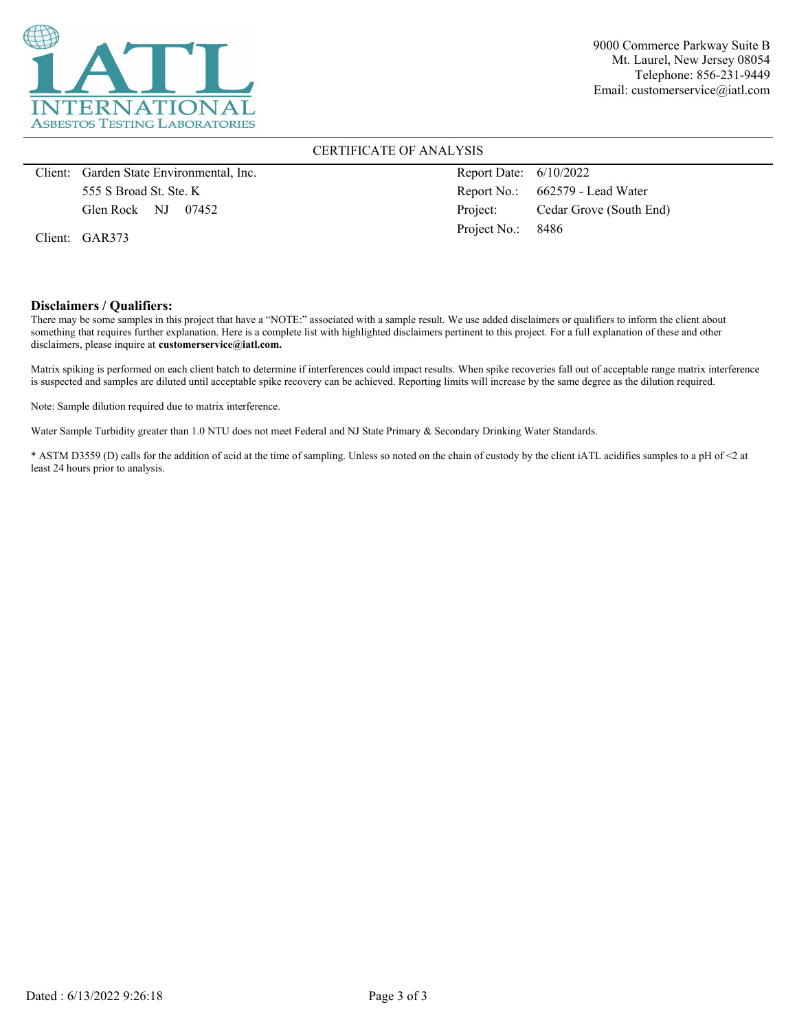9000 Commerce Parkway Suite B
Mt. Laurel, New Jersey 08054
Telephone: 856-231-9449
Email: customerservice@iatl.com

CERTIFICATE OF ANALYSIS

| | | | |
|---|---|---|---|
| Client: | Garden State Environmental, Inc. | Report Date: | 6/10/2022 |
| | 555 S Broad St. Ste. K | Report No.: | 662579 - Lead Water |
| | Glen Rock NJ 07452 | Project: | Cedar Grove (South End) |
| Client: | GAR373 | Project No.: | 8486 |

**Disclaimers / Qualifiers:**

There may be some samples in this project that have a "NOTE:" associated with a sample result. We use added disclaimers or qualifiers to inform the client about something that requires further explanation. Here is a complete list with highlighted disclaimers pertinent to this project. For a full explanation of these and other disclaimers, please inquire at **customerservice@iatl.com.**

Matrix spiking is performed on each client batch to determine if interferences could impact results. When spike recoveries fall out of acceptable range matrix interference is suspected and samples are diluted until acceptable spike recovery can be achieved. Reporting limits will increase by the same degree as the dilution required.

Note: Sample dilution required due to matrix interference.

Water Sample Turbidity greater than 1.0 NTU does not meet Federal and NJ State Primary & Secondary Drinking Water Standards.

* ASTM D3559 (D) calls for the addition of acid at the time of sampling. Unless so noted on the chain of custody by the client iATL acidifies samples to a pH of <2 at least 24 hours prior to analysis.

Dated : 6/13/2022 9:26:18